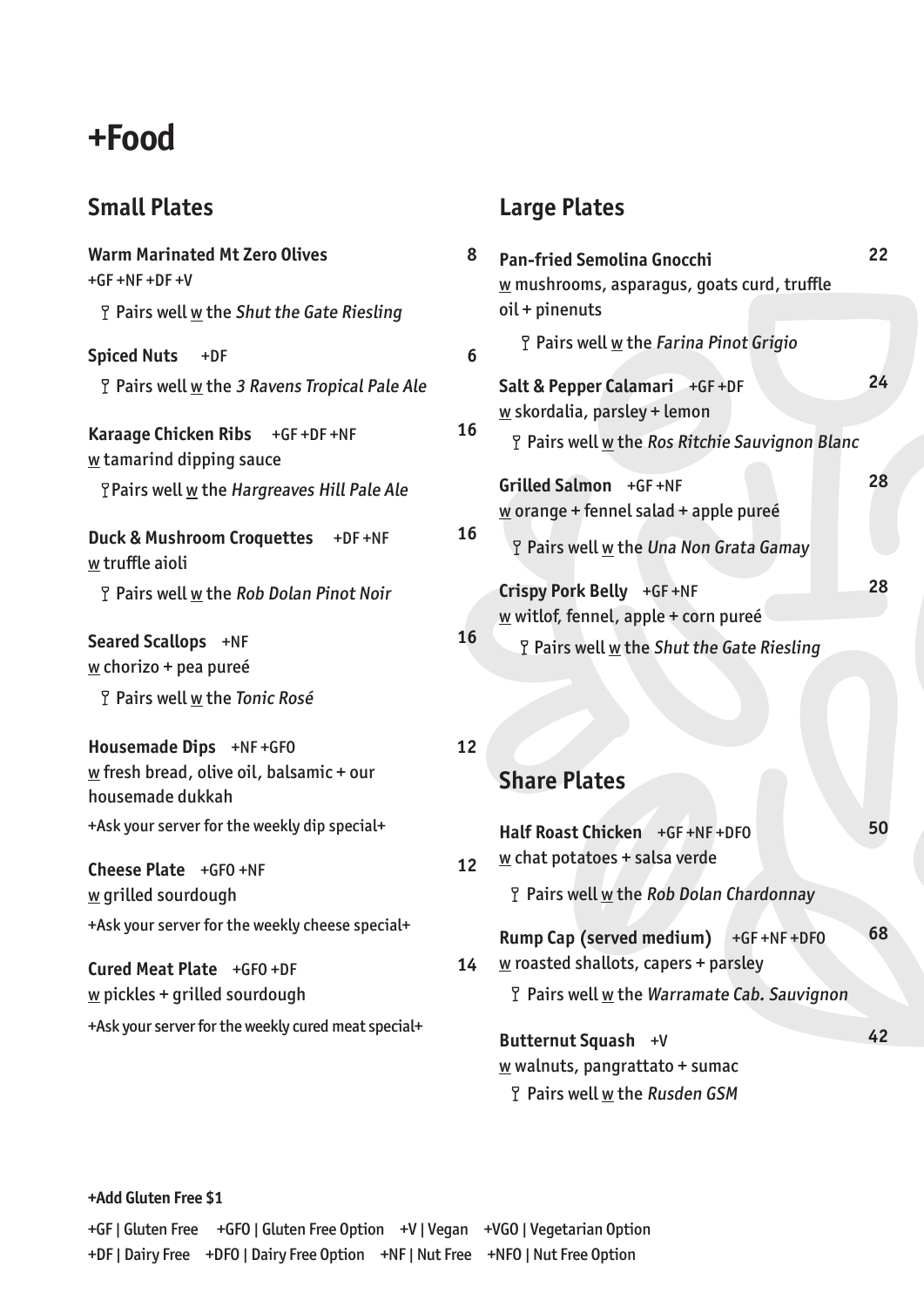# +Food

## Small Plates

**Warm Marinated Mt Zero Olives** 8
+GF +NF +DF +V
Pairs well w the *Shut the Gate Riesling*

**Spiced Nuts** +DF 6
Pairs well w the *3 Ravens Tropical Pale Ale*

**Karaage Chicken Ribs** +GF +DF +NF 16
w tamarind dipping sauce
Pairs well w the *Hargreaves Hill Pale Ale*

**Duck & Mushroom Croquettes** +DF +NF 16
w truffle aioli
Pairs well w the *Rob Dolan Pinot Noir*

**Seared Scallops** +NF 16
w chorizo + pea pureé
Pairs well w the *Tonic Rosé*

**Housemade Dips** +NF +GFO 12
w fresh bread, olive oil, balsamic + our housemade dukkah
+Ask your server for the weekly dip special+

**Cheese Plate** +GFO +NF 12
w grilled sourdough
+Ask your server for the weekly cheese special+

**Cured Meat Plate** +GFO +DF 14
w pickles + grilled sourdough
+Ask your server for the weekly cured meat special+

## Large Plates

**Pan-fried Semolina Gnocchi** 22
w mushrooms, asparagus, goats curd, truffle oil + pinenuts
Pairs well w the *Farina Pinot Grigio*

**Salt & Pepper Calamari** +GF +DF 24
w skordalia, parsley + lemon
Pairs well w the *Ros Ritchie Sauvignon Blanc*

**Grilled Salmon** +GF +NF 28
w orange + fennel salad + apple pureé
Pairs well w the *Una Non Grata Gamay*

**Crispy Pork Belly** +GF +NF 28
w witlof, fennel, apple + corn pureé
Pairs well w the *Shut the Gate Riesling*

## Share Plates

**Half Roast Chicken** +GF +NF +DFO 50
w chat potatoes + salsa verde
Pairs well w the *Rob Dolan Chardonnay*

**Rump Cap (served medium)** +GF +NF +DFO 68
w roasted shallots, capers + parsley
Pairs well w the *Warramate Cab. Sauvignon*

**Butternut Squash** +V 42
w walnuts, pangrattato + sumac
Pairs well w the *Rusden GSM*

**+Add Gluten Free $1**

+GF | Gluten Free +GFO | Gluten Free Option +V | Vegan +VGO | Vegetarian Option
+DF | Dairy Free +DFO | Dairy Free Option +NF | Nut Free +NFO | Nut Free Option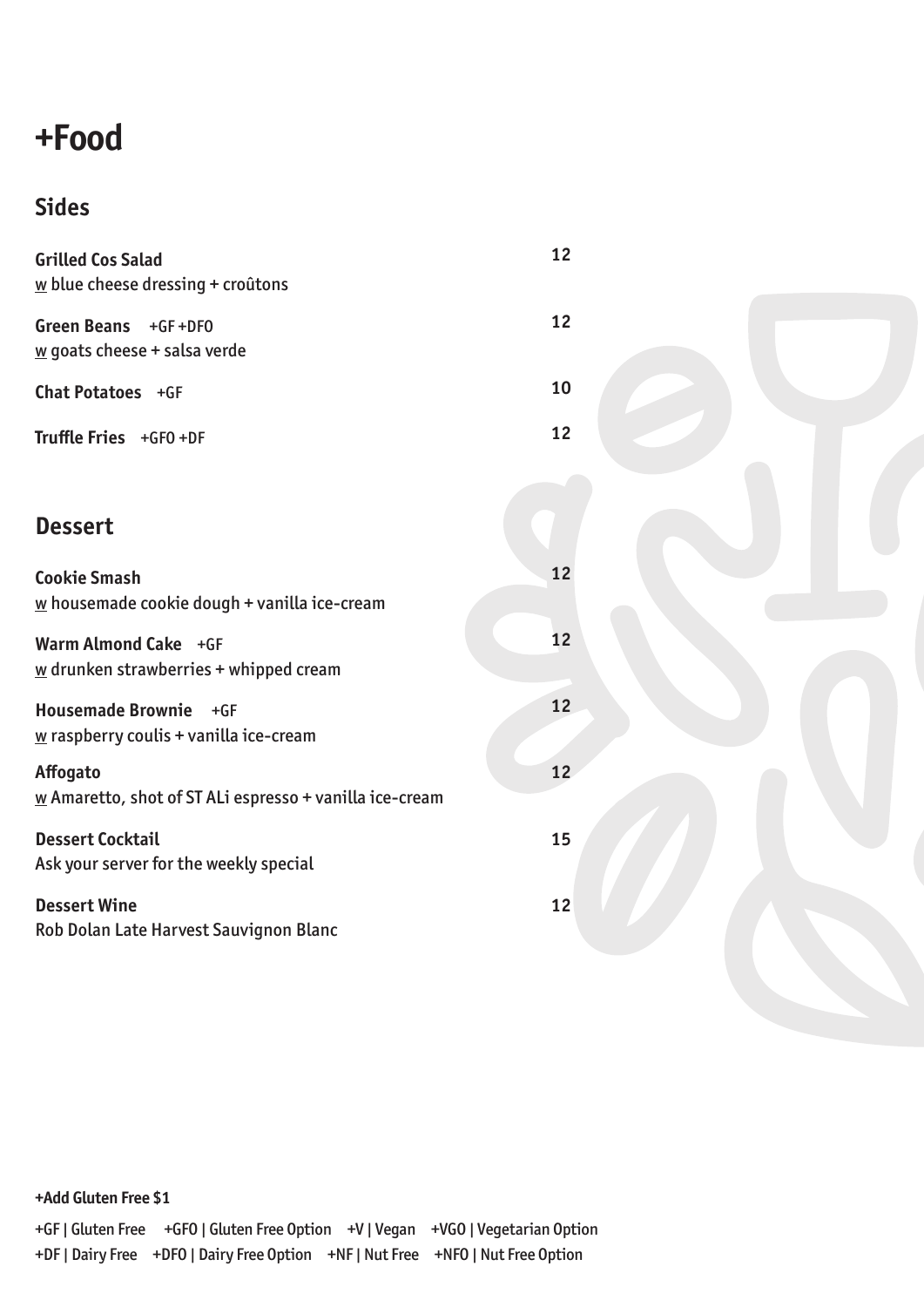# +Food

## Sides

**Grilled Cos Salad** 12
w blue cheese dressing + croûtons

**Green Beans** +GF +DFO 12
w goats cheese + salsa verde

**Chat Potatoes** +GF 10

**Truffle Fries** +GFO +DF 12

## Dessert

**Cookie Smash** 12
w housemade cookie dough + vanilla ice-cream

**Warm Almond Cake** +GF 12
w drunken strawberries + whipped cream

**Housemade Brownie** +GF 12
w raspberry coulis + vanilla ice-cream

**Affogato** 12
w Amaretto, shot of ST ALi espresso + vanilla ice-cream

**Dessert Cocktail** 15
Ask your server for the weekly special

**Dessert Wine** 12
Rob Dolan Late Harvest Sauvignon Blanc

**+Add Gluten Free $1**

+GF | Gluten Free +GFO | Gluten Free Option +V | Vegan +VGO | Vegetarian Option
+DF | Dairy Free +DFO | Dairy Free Option +NF | Nut Free +NFO | Nut Free Option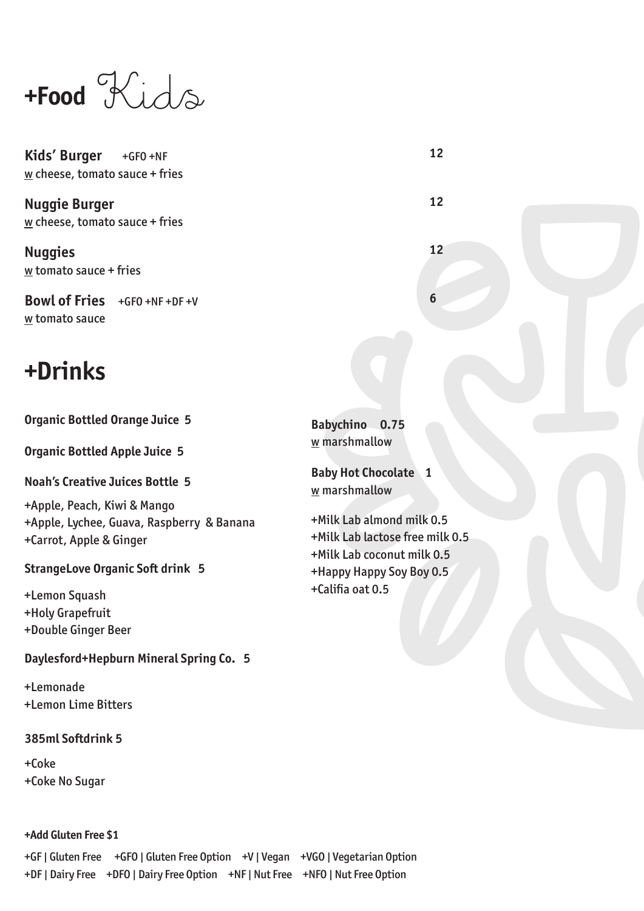# +Food Kids

**Kids' Burger** +GFO +NF — 12
w cheese, tomato sauce + fries

**Nuggie Burger** — 12
w cheese, tomato sauce + fries

**Nuggies** — 12
w tomato sauce + fries

**Bowl of Fries** +GFO +NF +DF +V — 6
w tomato sauce

# +Drinks

**Organic Bottled Orange Juice 5**

**Organic Bottled Apple Juice 5**

**Noah's Creative Juices Bottle 5**

+Apple, Peach, Kiwi & Mango
+Apple, Lychee, Guava, Raspberry & Banana
+Carrot, Apple & Ginger

**StrangeLove Organic Soft drink 5**

+Lemon Squash
+Holy Grapefruit
+Double Ginger Beer

**Daylesford+Hepburn Mineral Spring Co. 5**

+Lemonade
+Lemon Lime Bitters

**385ml Softdrink 5**

+Coke
+Coke No Sugar

**Babychino 0.75**
w marshmallow

**Baby Hot Chocolate 1**
w marshmallow

+Milk Lab almond milk 0.5
+Milk Lab lactose free milk 0.5
+Milk Lab coconut milk 0.5
+Happy Happy Soy Boy 0.5
+Califia oat 0.5

**+Add Gluten Free $1**

+GF | Gluten Free +GFO | Gluten Free Option +V | Vegan +VGO | Vegetarian Option
+DF | Dairy Free +DFO | Dairy Free Option +NF | Nut Free +NFO | Nut Free Option